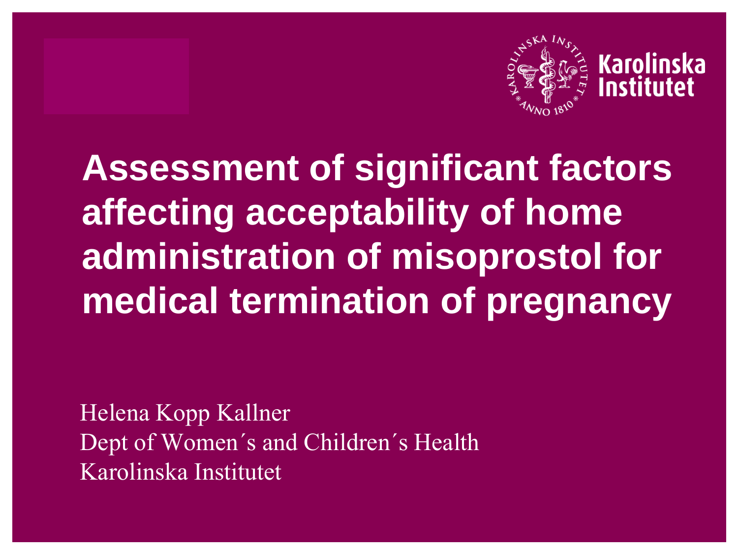# Assessment of significant factors affecting acceptability of home administration of misoprostol for medical termination of pregnancy

Helena Kopp Kallner
Dept of Women´s and Children´s Health
Karolinska Institutet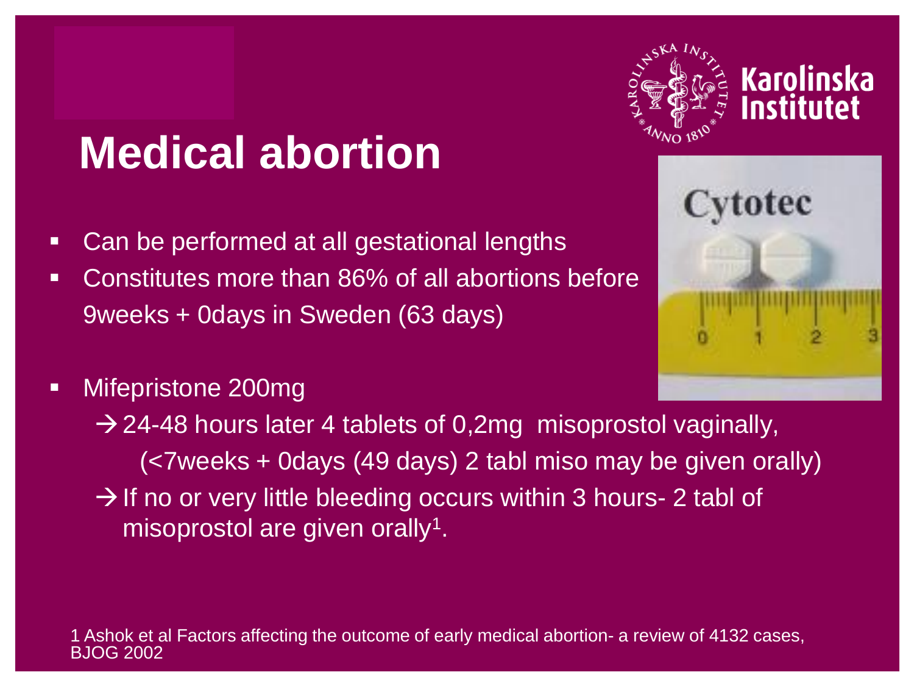# Medical abortion

- Can be performed at all gestational lengths
- Constitutes more than 86% of all abortions before 9weeks + 0days in Sweden (63 days)

- Mifepristone 200mg
  - → 24-48 hours later 4 tablets of 0,2mg misoprostol vaginally, (<7weeks + 0days (49 days) 2 tabl miso may be given orally)
  - → If no or very little bleeding occurs within 3 hours- 2 tabl of misoprostol are given orally[1].

1 Ashok et al Factors affecting the outcome of early medical abortion- a review of 4132 cases, BJOG 2002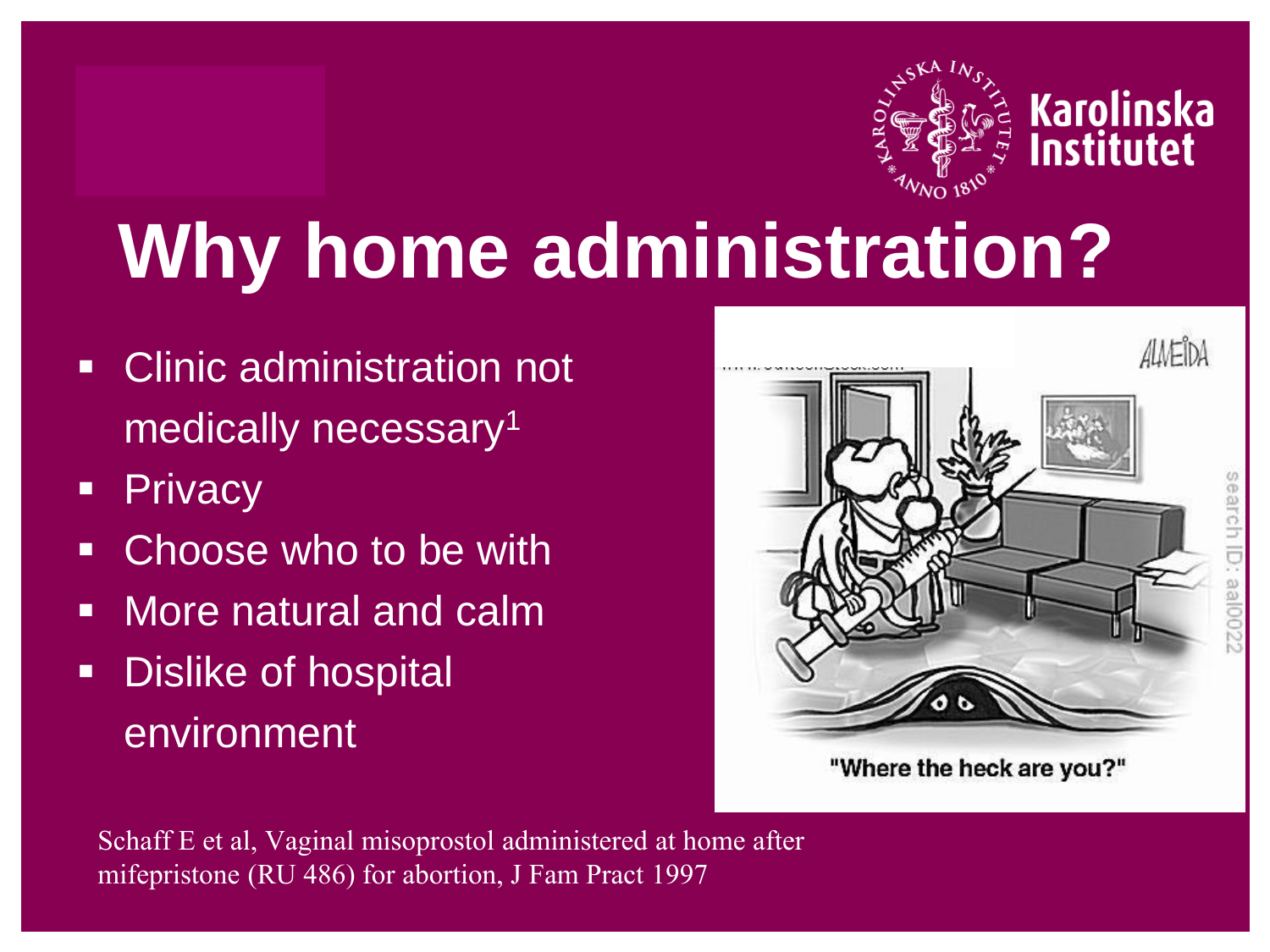# Why home administration?

- Clinic administration not medically necessary[1]
- Privacy
- Choose who to be with
- More natural and calm
- Dislike of hospital environment

"Where the heck are you?"

Schaff E et al, Vaginal misoprostol administered at home after mifepristone (RU 486) for abortion, J Fam Pract 1997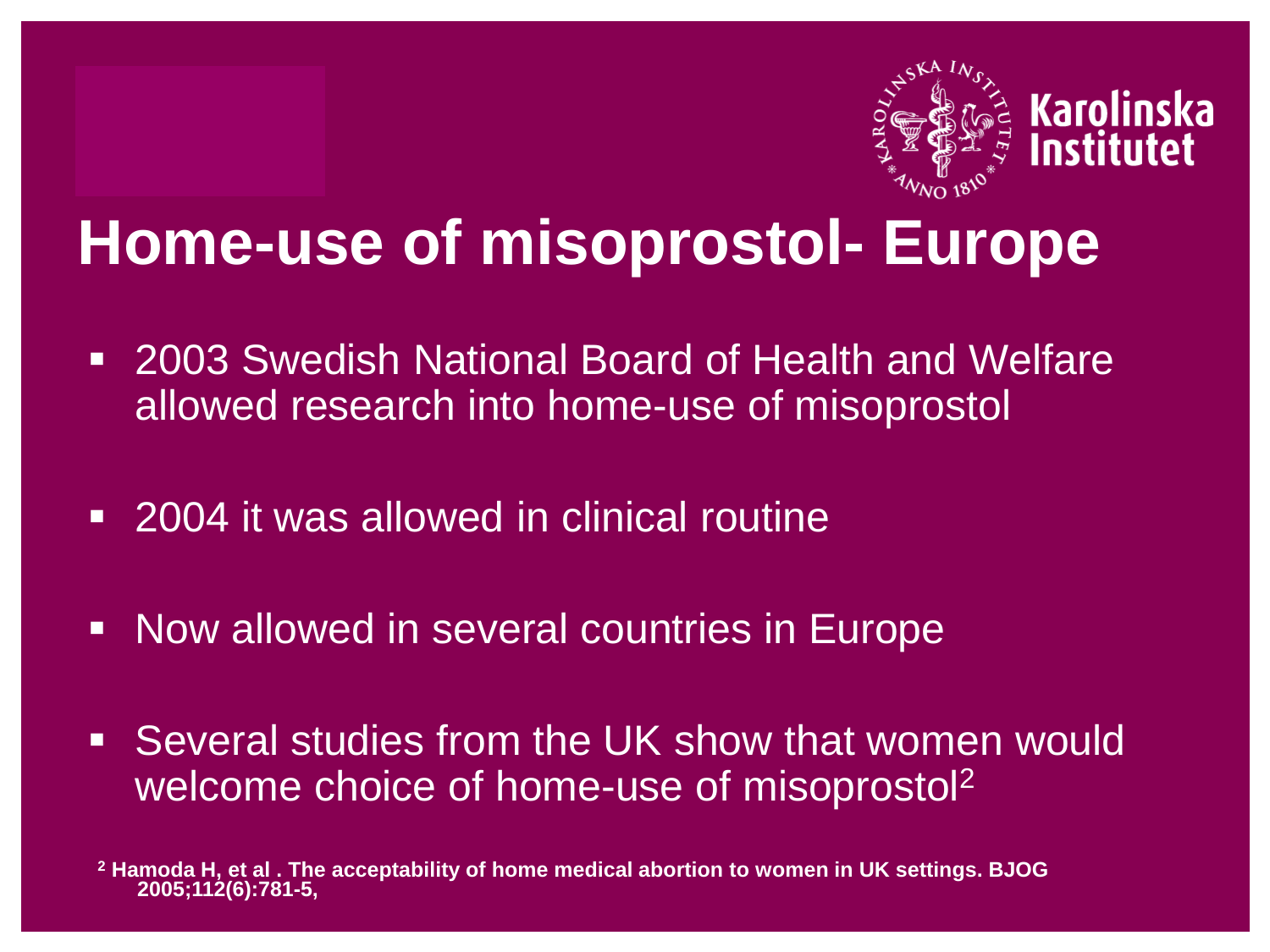# Home-use of misoprostol- Europe

- 2003 Swedish National Board of Health and Welfare allowed research into home-use of misoprostol
- 2004 it was allowed in clinical routine
- Now allowed in several countries in Europe
- Several studies from the UK show that women would welcome choice of home-use of misoprostol[2]

**[2] Hamoda H, et al . The acceptability of home medical abortion to women in UK settings. BJOG 2005;112(6):781-5,**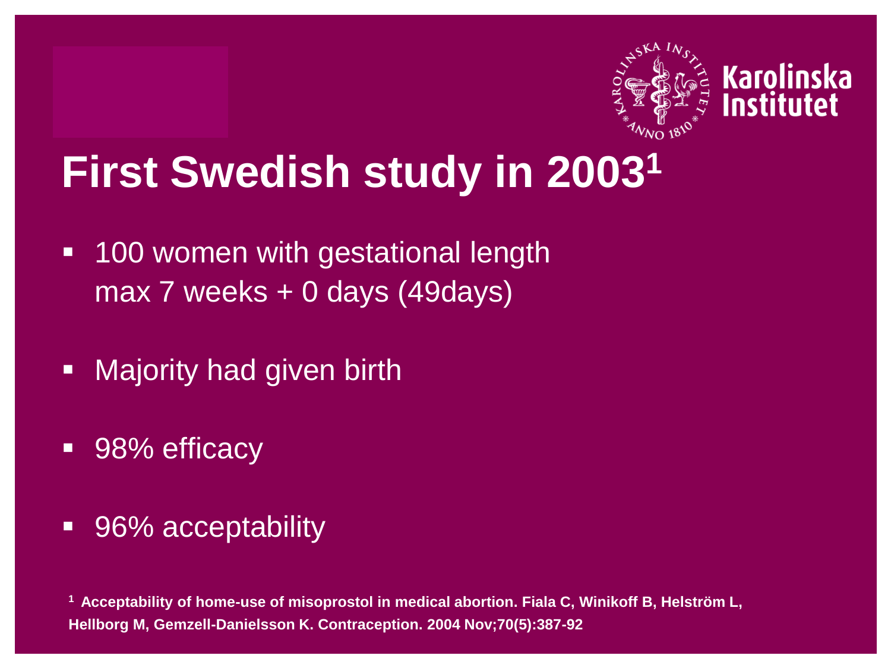# First Swedish study in 2003[1]

- 100 women with gestational length max 7 weeks + 0 days (49days)
- Majority had given birth
- 98% efficacy
- 96% acceptability

[1] **Acceptability of home-use of misoprostol in medical abortion. Fiala C, Winikoff B, Helström L, Hellborg M, Gemzell-Danielsson K. Contraception. 2004 Nov;70(5):387-92**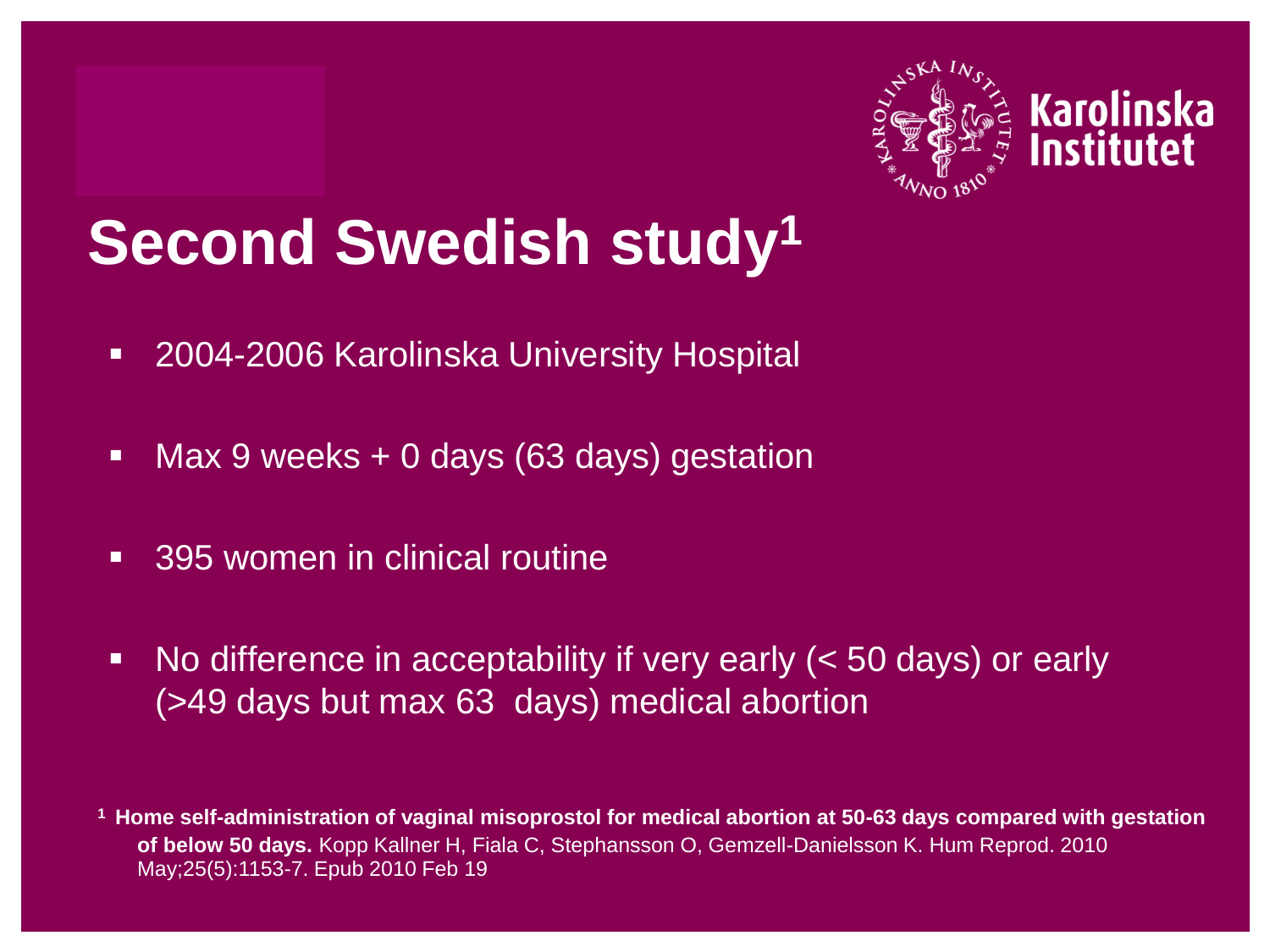# Second Swedish study[1]

- 2004-2006 Karolinska University Hospital
- Max 9 weeks + 0 days (63 days) gestation
- 395 women in clinical routine
- No difference in acceptability if very early (< 50 days) or early (>49 days but max 63 days) medical abortion

[1] **Home self-administration of vaginal misoprostol for medical abortion at 50-63 days compared with gestation of below 50 days.** Kopp Kallner H, Fiala C, Stephansson O, Gemzell-Danielsson K. Hum Reprod. 2010 May;25(5):1153-7. Epub 2010 Feb 19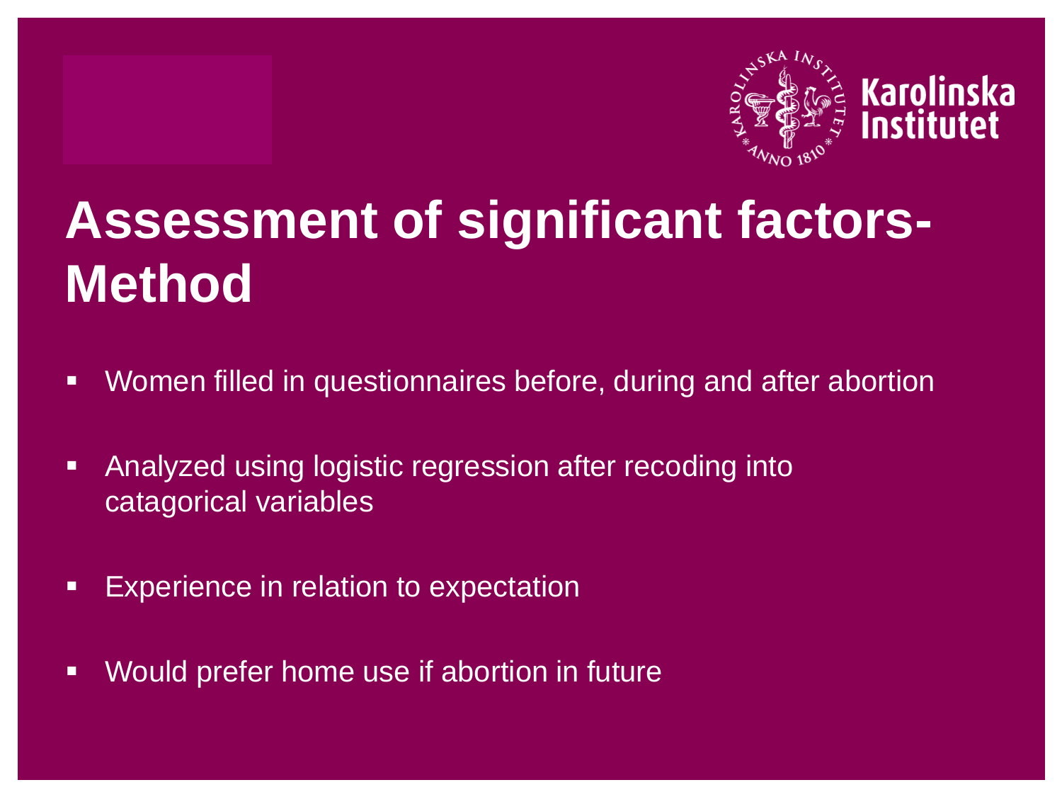# Assessment of significant factors- Method

- Women filled in questionnaires before, during and after abortion
- Analyzed using logistic regression after recoding into catagorical variables
- Experience in relation to expectation
- Would prefer home use if abortion in future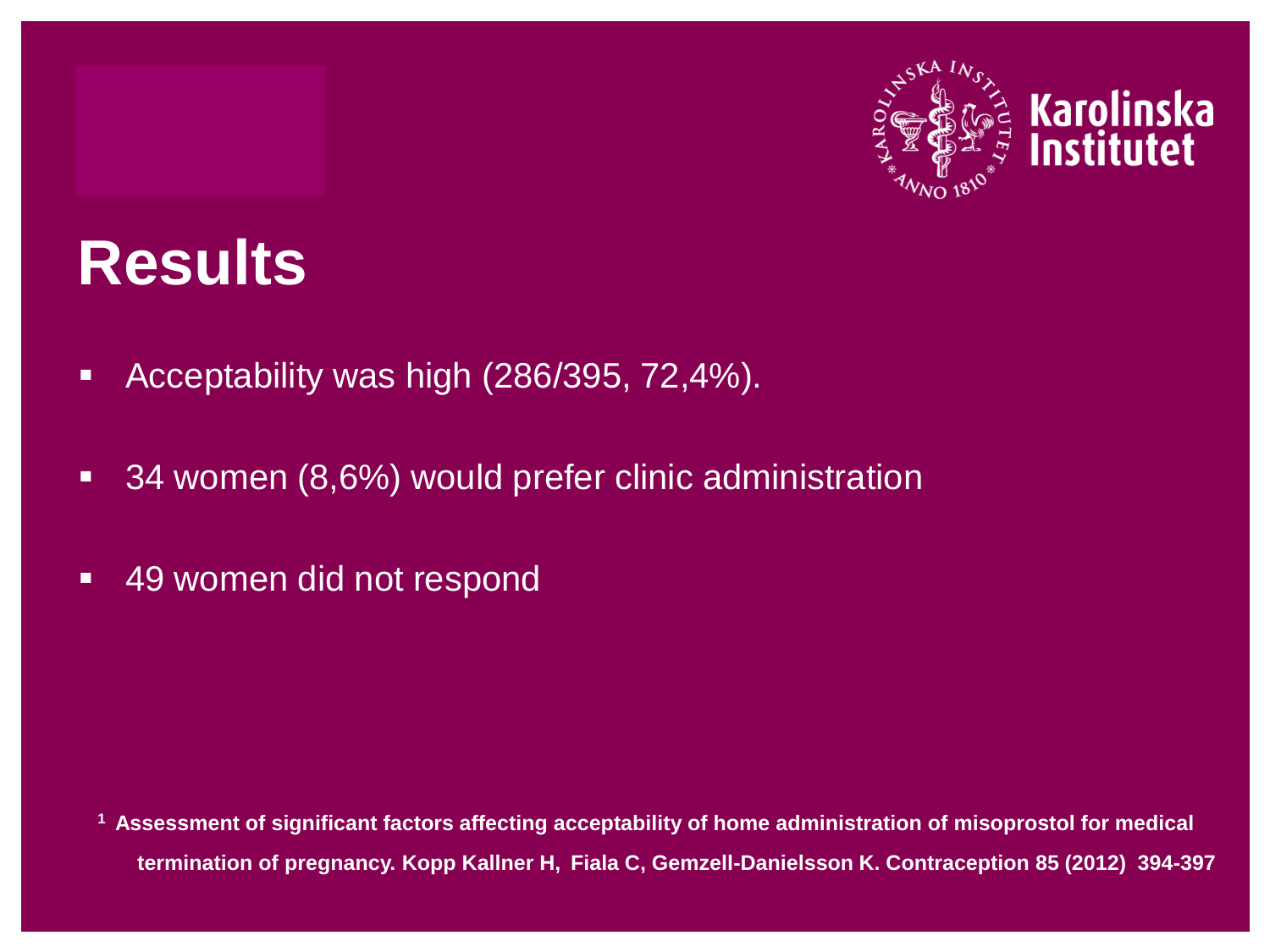# Results

- Acceptability was high (286/395, 72,4%).
- 34 women (8,6%) would prefer clinic administration
- 49 women did not respond

**[1] Assessment of significant factors affecting acceptability of home administration of misoprostol for medical termination of pregnancy. Kopp Kallner H, Fiala C, Gemzell-Danielsson K. Contraception 85 (2012) 394-397**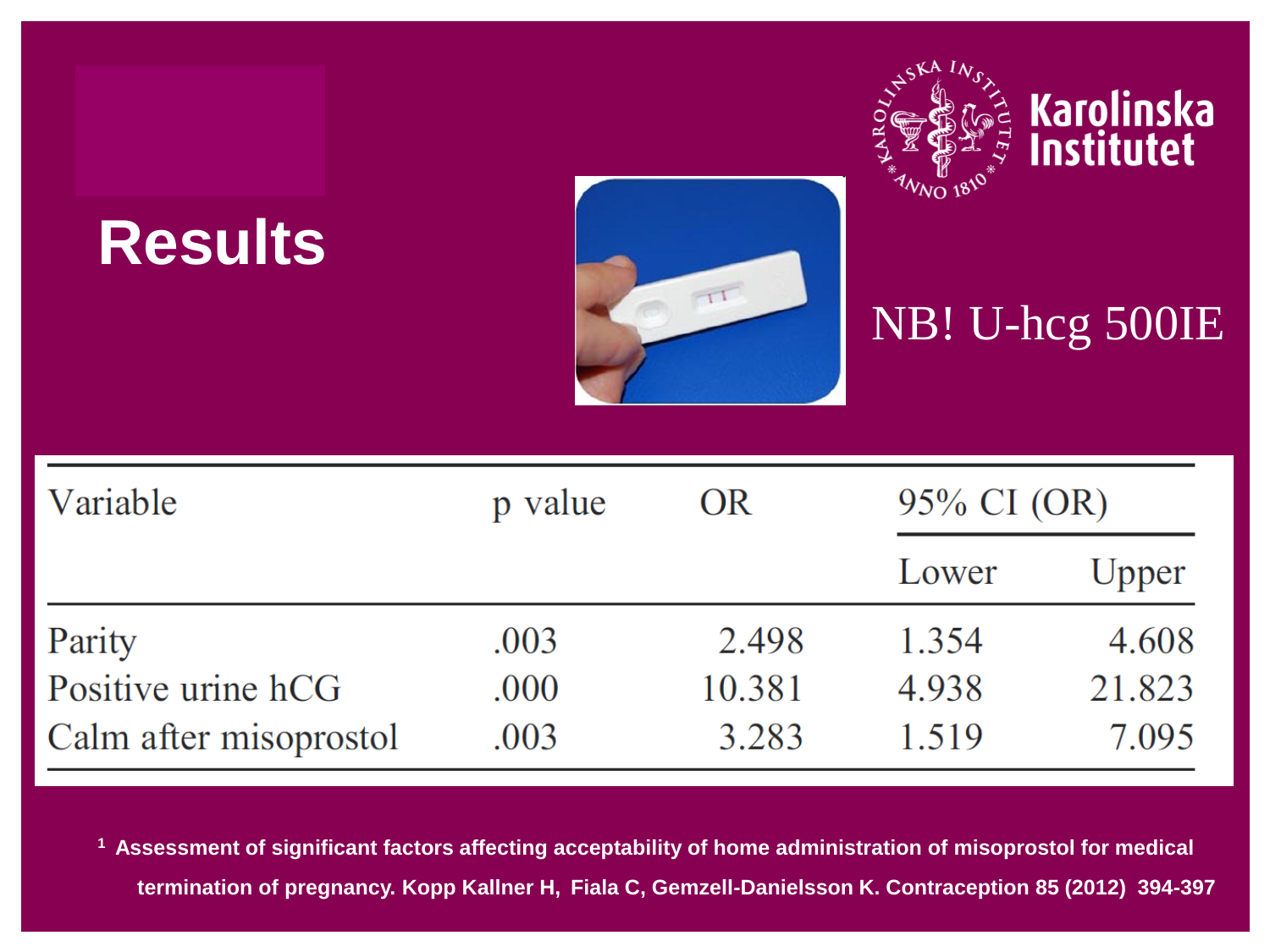# Results

NB! U-hcg 500IE

| Variable | p value | OR | 95% CI (OR) | |
|---|---|---|---|---|
| | | | Lower | Upper |
| Parity | .003 | 2.498 | 1.354 | 4.608 |
| Positive urine hCG | .000 | 10.381 | 4.938 | 21.823 |
| Calm after misoprostol | .003 | 3.283 | 1.519 | 7.095 |

[1] **Assessment of significant factors affecting acceptability of home administration of misoprostol for medical termination of pregnancy. Kopp Kallner H, Fiala C, Gemzell-Danielsson K. Contraception 85 (2012) 394-397**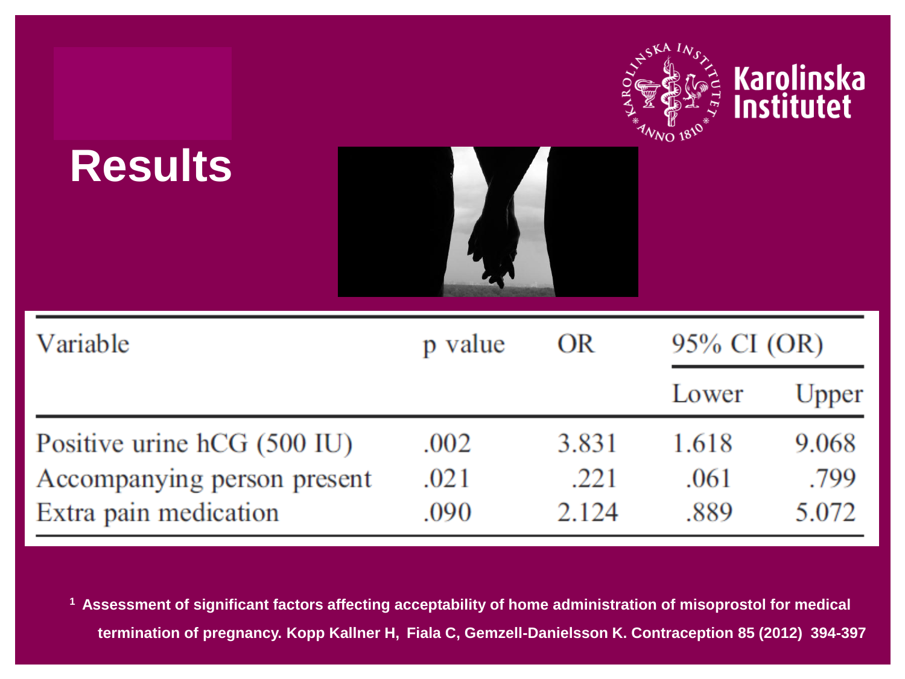# Results

| Variable | p value | OR | 95% CI (OR) | |
|---|---|---|---|---|
| | | | Lower | Upper |
| Positive urine hCG (500 IU) | .002 | 3.831 | 1.618 | 9.068 |
| Accompanying person present | .021 | .221 | .061 | .799 |
| Extra pain medication | .090 | 2.124 | .889 | 5.072 |

[1] **Assessment of significant factors affecting acceptability of home administration of misoprostol for medical termination of pregnancy. Kopp Kallner H, Fiala C, Gemzell-Danielsson K. Contraception 85 (2012) 394-397**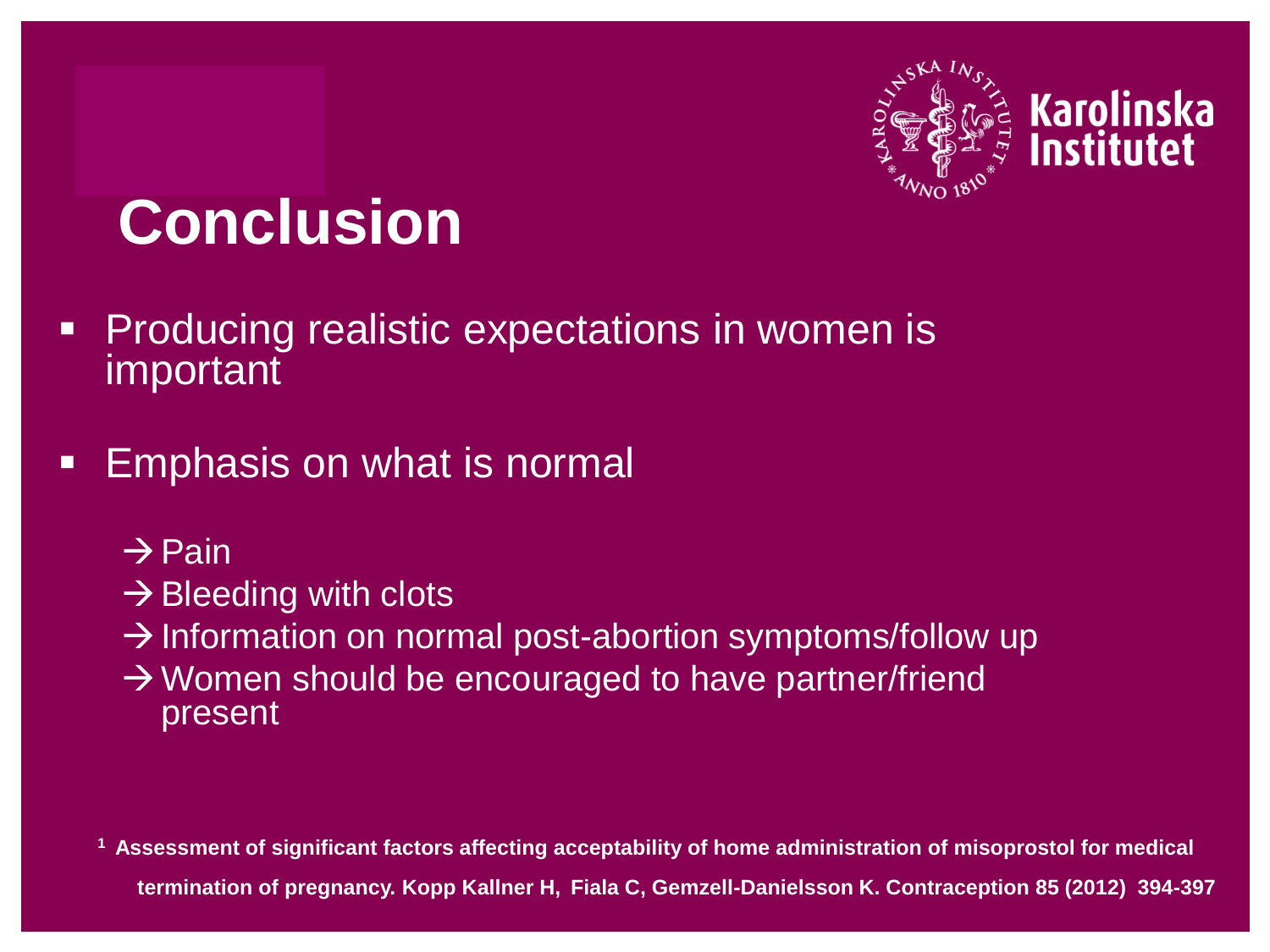# Conclusion

- Producing realistic expectations in women is important
- Emphasis on what is normal
  - → Pain
  - → Bleeding with clots
  - → Information on normal post-abortion symptoms/follow up
  - → Women should be encouraged to have partner/friend present

**[1] Assessment of significant factors affecting acceptability of home administration of misoprostol for medical termination of pregnancy. Kopp Kallner H, Fiala C, Gemzell-Danielsson K. Contraception 85 (2012) 394-397**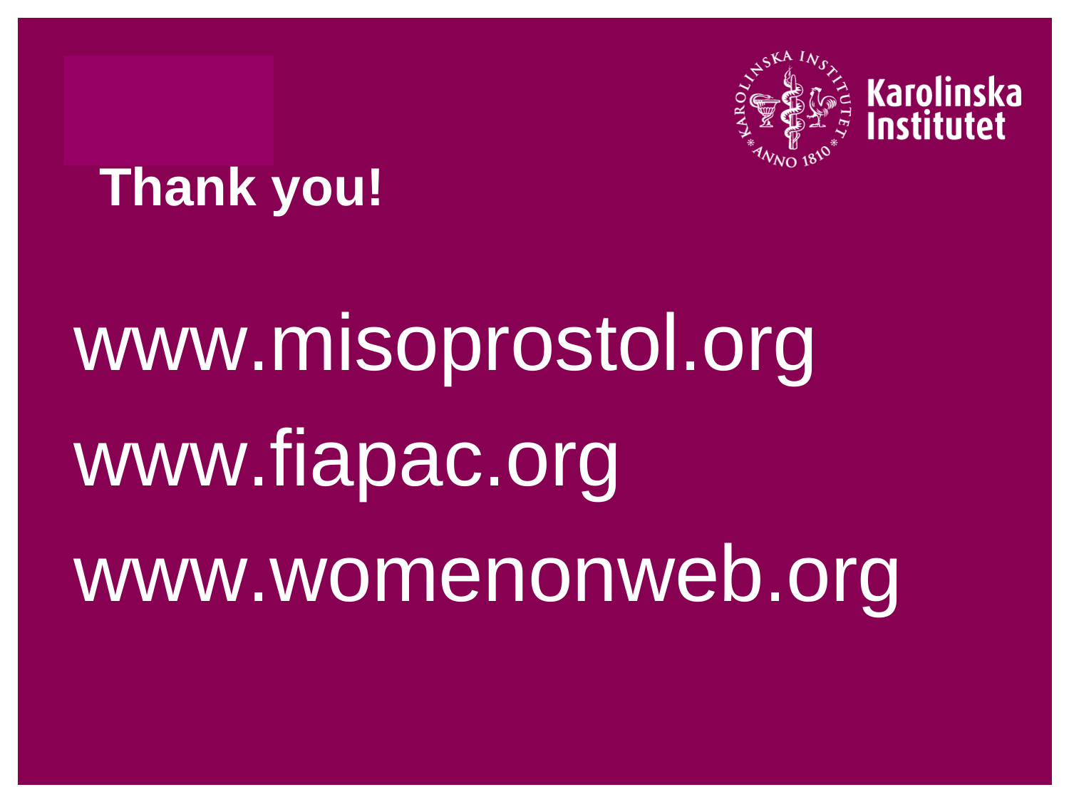# Thank you!

Karolinska Institutet

www.misoprostol.org

www.fiapac.org

www.womenonweb.org